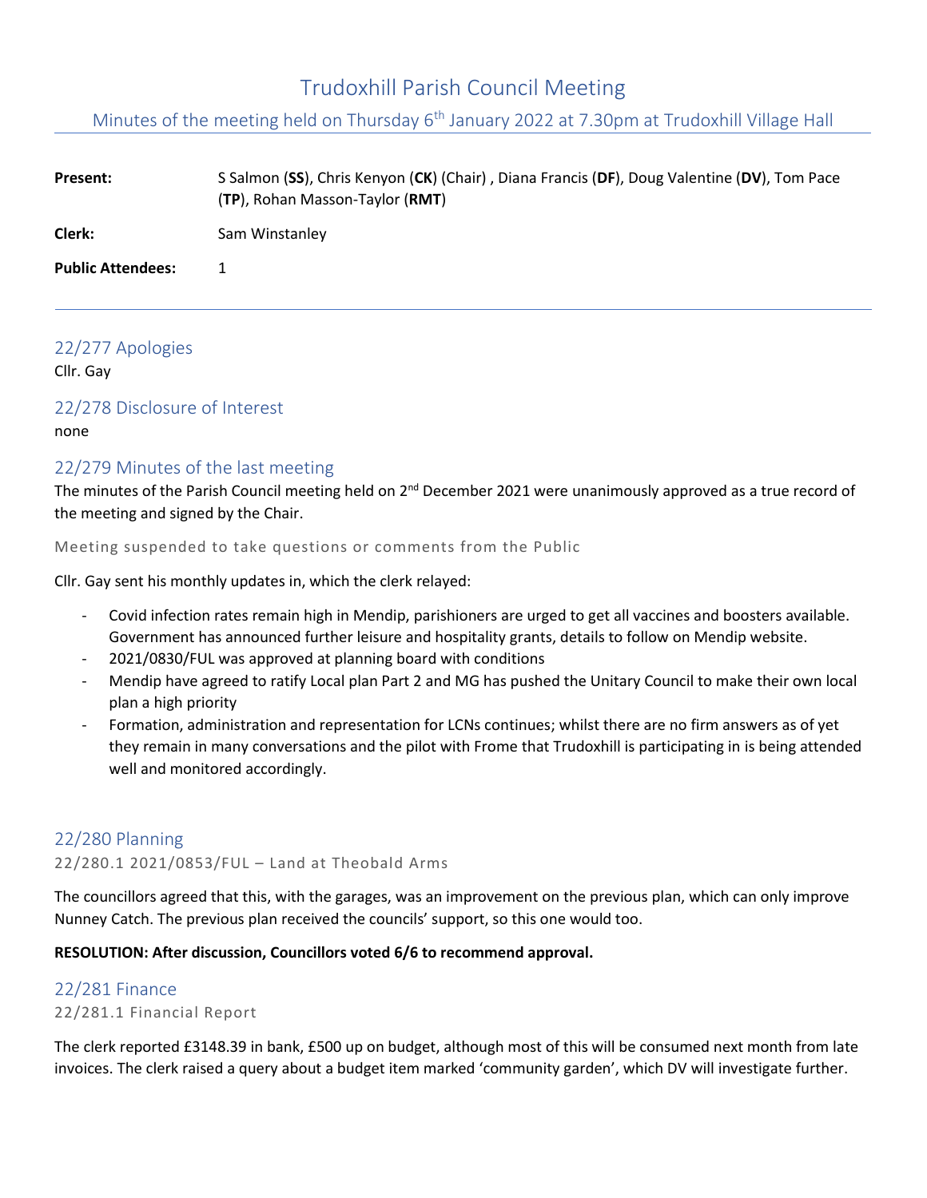# Trudoxhill Parish Council Meeting

## Minutes of the meeting held on Thursday 6th January 2022 at 7.30pm at Trudoxhill Village Hall

| | |
|---|---|
| **Present:** | S Salmon (**SS**), Chris Kenyon (**CK**) (Chair) , Diana Francis (**DF**), Doug Valentine (**DV**), Tom Pace (**TP**), Rohan Masson-Taylor (**RMT**) |
| **Clerk:** | Sam Winstanley |
| **Public Attendees:** | 1 |

---

## 22/277 Apologies

Cllr. Gay

## 22/278 Disclosure of Interest

none

## 22/279 Minutes of the last meeting

The minutes of the Parish Council meeting held on 2nd December 2021 were unanimously approved as a true record of the meeting and signed by the Chair.

### Meeting suspended to take questions or comments from the Public

Cllr. Gay sent his monthly updates in, which the clerk relayed:

- Covid infection rates remain high in Mendip, parishioners are urged to get all vaccines and boosters available. Government has announced further leisure and hospitality grants, details to follow on Mendip website.
- 2021/0830/FUL was approved at planning board with conditions
- Mendip have agreed to ratify Local plan Part 2 and MG has pushed the Unitary Council to make their own local plan a high priority
- Formation, administration and representation for LCNs continues; whilst there are no firm answers as of yet they remain in many conversations and the pilot with Frome that Trudoxhill is participating in is being attended well and monitored accordingly.

## 22/280 Planning

### 22/280.1 2021/0853/FUL – Land at Theobald Arms

The councillors agreed that this, with the garages, was an improvement on the previous plan, which can only improve Nunney Catch. The previous plan received the councils' support, so this one would too.

**RESOLUTION: After discussion, Councillors voted 6/6 to recommend approval.**

## 22/281 Finance

### 22/281.1 Financial Report

The clerk reported £3148.39 in bank, £500 up on budget, although most of this will be consumed next month from late invoices. The clerk raised a query about a budget item marked 'community garden', which DV will investigate further.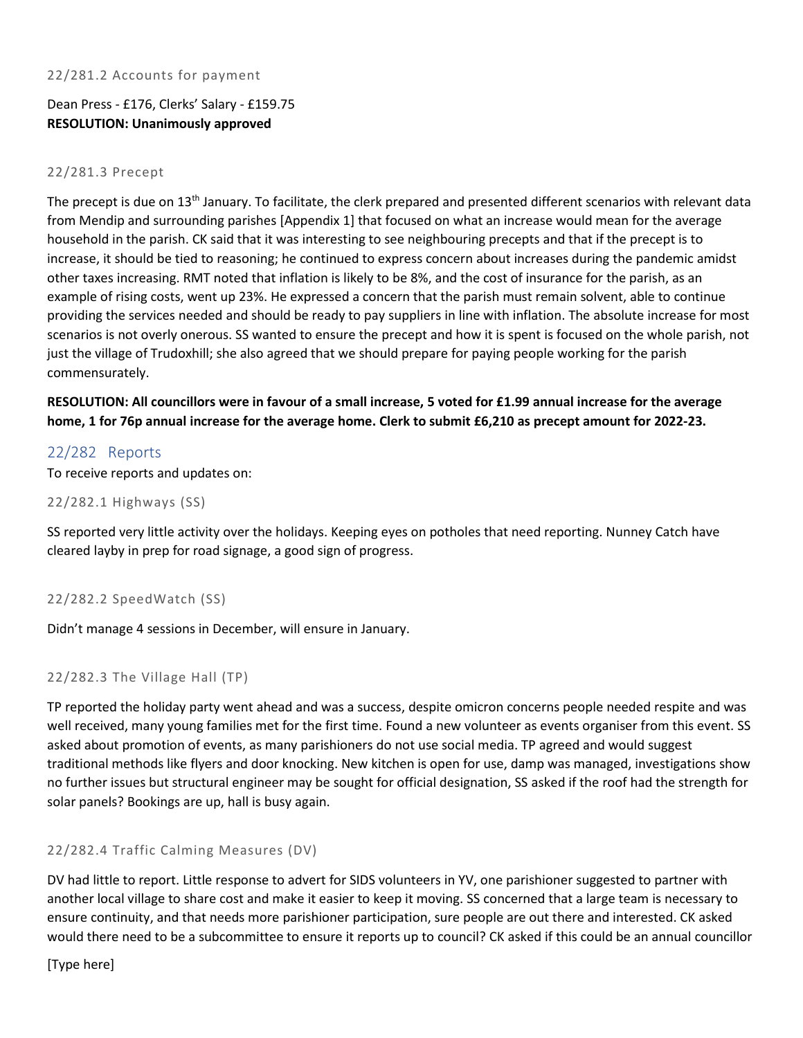#### 22/281.2 Accounts for payment

Dean Press - £176, Clerks' Salary - £159.75
**RESOLUTION: Unanimously approved**

#### 22/281.3 Precept

The precept is due on 13th January. To facilitate, the clerk prepared and presented different scenarios with relevant data from Mendip and surrounding parishes [Appendix 1] that focused on what an increase would mean for the average household in the parish. CK said that it was interesting to see neighbouring precepts and that if the precept is to increase, it should be tied to reasoning; he continued to express concern about increases during the pandemic amidst other taxes increasing. RMT noted that inflation is likely to be 8%, and the cost of insurance for the parish, as an example of rising costs, went up 23%. He expressed a concern that the parish must remain solvent, able to continue providing the services needed and should be ready to pay suppliers in line with inflation. The absolute increase for most scenarios is not overly onerous. SS wanted to ensure the precept and how it is spent is focused on the whole parish, not just the village of Trudoxhill; she also agreed that we should prepare for paying people working for the parish commensurately.

**RESOLUTION: All councillors were in favour of a small increase, 5 voted for £1.99 annual increase for the average home, 1 for 76p annual increase for the average home. Clerk to submit £6,210 as precept amount for 2022-23.**

## 22/282 Reports

To receive reports and updates on:

#### 22/282.1 Highways (SS)

SS reported very little activity over the holidays. Keeping eyes on potholes that need reporting. Nunney Catch have cleared layby in prep for road signage, a good sign of progress.

#### 22/282.2 SpeedWatch (SS)

Didn't manage 4 sessions in December, will ensure in January.

#### 22/282.3 The Village Hall (TP)

TP reported the holiday party went ahead and was a success, despite omicron concerns people needed respite and was well received, many young families met for the first time. Found a new volunteer as events organiser from this event. SS asked about promotion of events, as many parishioners do not use social media. TP agreed and would suggest traditional methods like flyers and door knocking. New kitchen is open for use, damp was managed, investigations show no further issues but structural engineer may be sought for official designation, SS asked if the roof had the strength for solar panels? Bookings are up, hall is busy again.

#### 22/282.4 Traffic Calming Measures (DV)

DV had little to report. Little response to advert for SIDS volunteers in YV, one parishioner suggested to partner with another local village to share cost and make it easier to keep it moving. SS concerned that a large team is necessary to ensure continuity, and that needs more parishioner participation, sure people are out there and interested. CK asked would there need to be a subcommittee to ensure it reports up to council? CK asked if this could be an annual councillor

[Type here]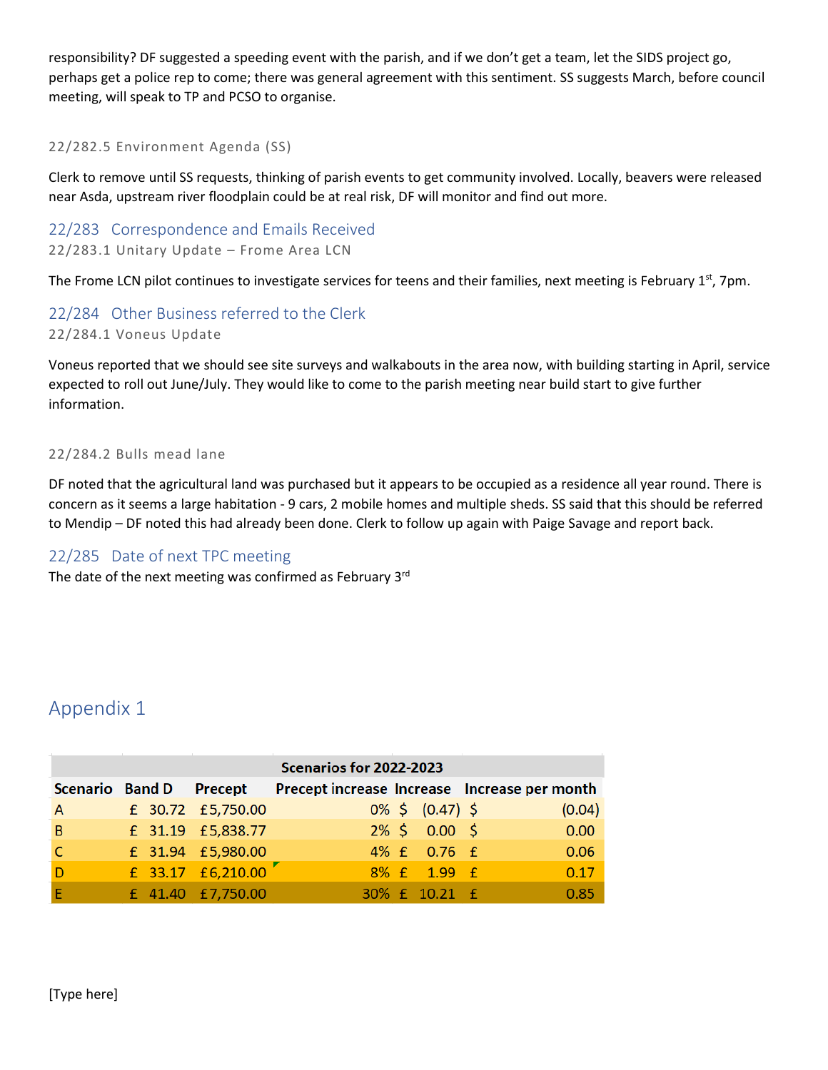responsibility? DF suggested a speeding event with the parish, and if we don't get a team, let the SIDS project go, perhaps get a police rep to come; there was general agreement with this sentiment. SS suggests March, before council meeting, will speak to TP and PCSO to organise.

#### 22/282.5 Environment Agenda (SS)

Clerk to remove until SS requests, thinking of parish events to get community involved. Locally, beavers were released near Asda, upstream river floodplain could be at real risk, DF will monitor and find out more.

## 22/283 Correspondence and Emails Received

#### 22/283.1 Unitary Update – Frome Area LCN

The Frome LCN pilot continues to investigate services for teens and their families, next meeting is February 1st, 7pm.

## 22/284 Other Business referred to the Clerk

#### 22/284.1 Voneus Update

Voneus reported that we should see site surveys and walkabouts in the area now, with building starting in April, service expected to roll out June/July. They would like to come to the parish meeting near build start to give further information.

#### 22/284.2 Bulls mead lane

DF noted that the agricultural land was purchased but it appears to be occupied as a residence all year round. There is concern as it seems a large habitation - 9 cars, 2 mobile homes and multiple sheds. SS said that this should be referred to Mendip – DF noted this had already been done. Clerk to follow up again with Paige Savage and report back.

## 22/285 Date of next TPC meeting

The date of the next meeting was confirmed as February 3rd

# Appendix 1

| | | | Scenarios for 2022-2023 | | |
|---|---|---|---|---|---|
| **Scenario** | **Band D** | **Precept** | **Precept increase** | **Increase** | **Increase per month** |
| A | £ 30.72 | £5,750.00 | 0% | $ (0.47) | $ (0.04) |
| B | £ 31.19 | £5,838.77 | 2% | $ 0.00 | $ 0.00 |
| C | £ 31.94 | £5,980.00 | 4% | £ 0.76 | £ 0.06 |
| D | £ 33.17 | £6,210.00 | 8% | £ 1.99 | £ 0.17 |
| E | £ 41.40 | £7,750.00 | 30% | £ 10.21 | £ 0.85 |

[Type here]